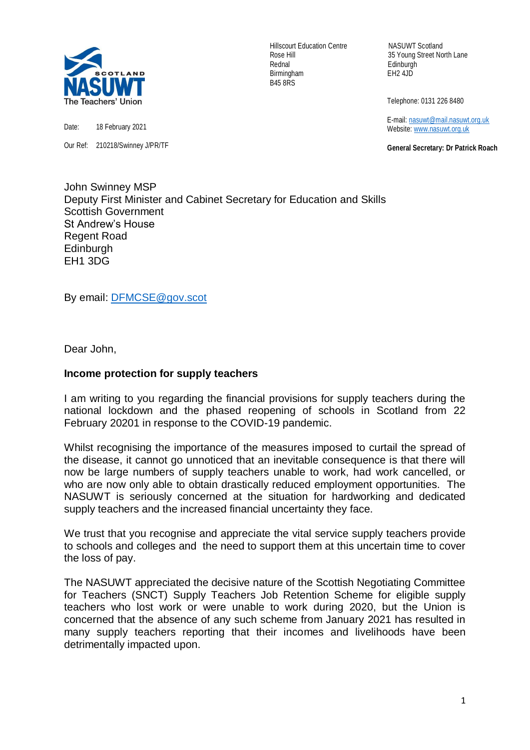NASUWT SCOTLAND
The Teachers' Union

Hillscourt Education Centre
Rose Hill
Rednal
Birmingham
B45 8RS

NASUWT Scotland
35 Young Street North Lane
Edinburgh
EH2 4JD

Telephone: 0131 226 8480

E-mail: nasuwt@mail.nasuwt.org.uk
Website: www.nasuwt.org.uk

**General Secretary: Dr Patrick Roach**

Date: 18 February 2021

Our Ref: 210218/Swinney J/PR/TF

John Swinney MSP
Deputy First Minister and Cabinet Secretary for Education and Skills
Scottish Government
St Andrew's House
Regent Road
Edinburgh
EH1 3DG

By email: DFMCSE@gov.scot

Dear John,

**Income protection for supply teachers**

I am writing to you regarding the financial provisions for supply teachers during the national lockdown and the phased reopening of schools in Scotland from 22 February 20201 in response to the COVID-19 pandemic.

Whilst recognising the importance of the measures imposed to curtail the spread of the disease, it cannot go unnoticed that an inevitable consequence is that there will now be large numbers of supply teachers unable to work, had work cancelled, or who are now only able to obtain drastically reduced employment opportunities. The NASUWT is seriously concerned at the situation for hardworking and dedicated supply teachers and the increased financial uncertainty they face.

We trust that you recognise and appreciate the vital service supply teachers provide to schools and colleges and the need to support them at this uncertain time to cover the loss of pay.

The NASUWT appreciated the decisive nature of the Scottish Negotiating Committee for Teachers (SNCT) Supply Teachers Job Retention Scheme for eligible supply teachers who lost work or were unable to work during 2020, but the Union is concerned that the absence of any such scheme from January 2021 has resulted in many supply teachers reporting that their incomes and livelihoods have been detrimentally impacted upon.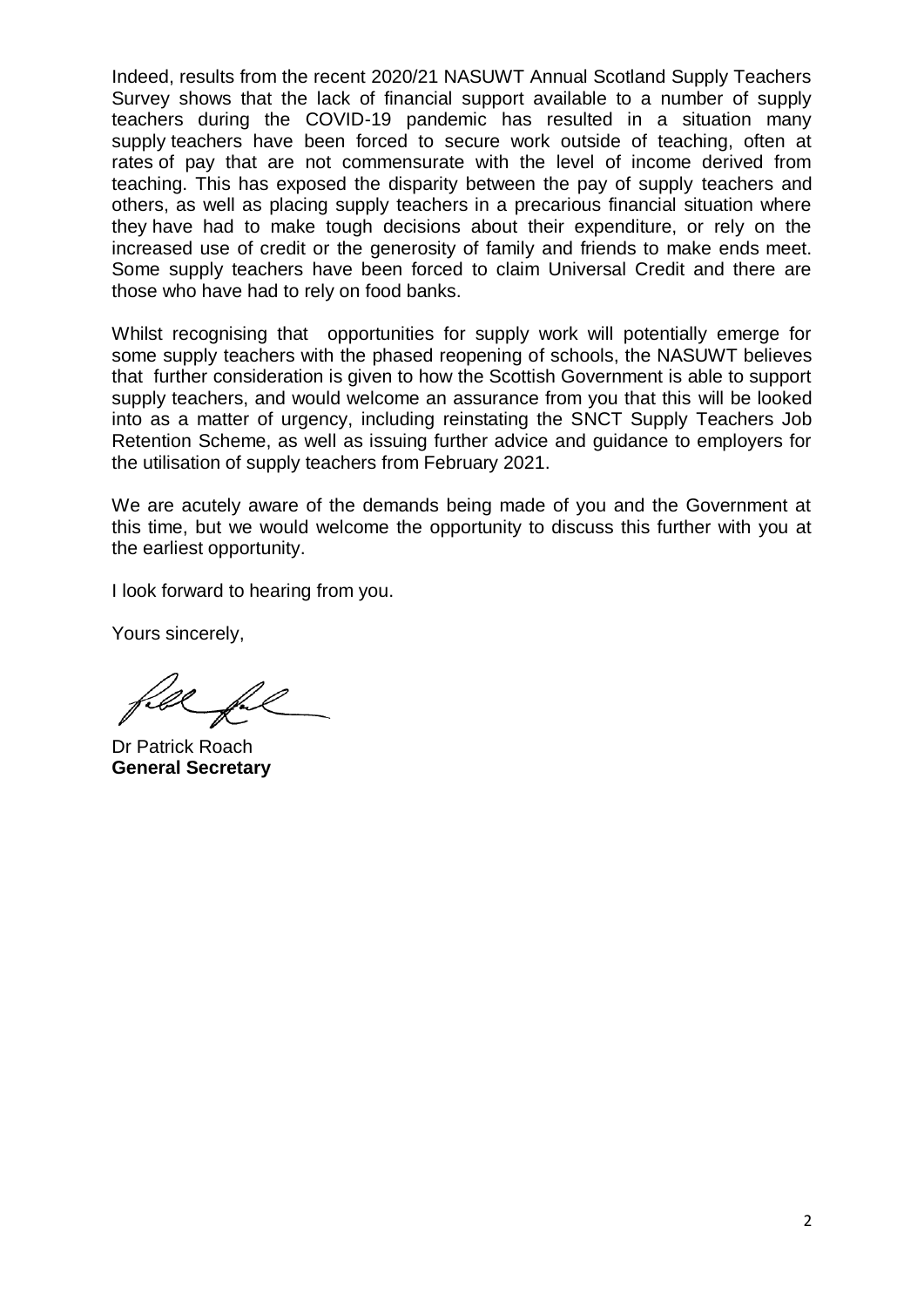Indeed, results from the recent 2020/21 NASUWT Annual Scotland Supply Teachers Survey shows that the lack of financial support available to a number of supply teachers during the COVID-19 pandemic has resulted in a situation many supply teachers have been forced to secure work outside of teaching, often at rates of pay that are not commensurate with the level of income derived from teaching. This has exposed the disparity between the pay of supply teachers and others, as well as placing supply teachers in a precarious financial situation where they have had to make tough decisions about their expenditure, or rely on the increased use of credit or the generosity of family and friends to make ends meet. Some supply teachers have been forced to claim Universal Credit and there are those who have had to rely on food banks.

Whilst recognising that opportunities for supply work will potentially emerge for some supply teachers with the phased reopening of schools, the NASUWT believes that further consideration is given to how the Scottish Government is able to support supply teachers, and would welcome an assurance from you that this will be looked into as a matter of urgency, including reinstating the SNCT Supply Teachers Job Retention Scheme, as well as issuing further advice and guidance to employers for the utilisation of supply teachers from February 2021.

We are acutely aware of the demands being made of you and the Government at this time, but we would welcome the opportunity to discuss this further with you at the earliest opportunity.

I look forward to hearing from you.

Yours sincerely,

Dr Patrick Roach
**General Secretary**